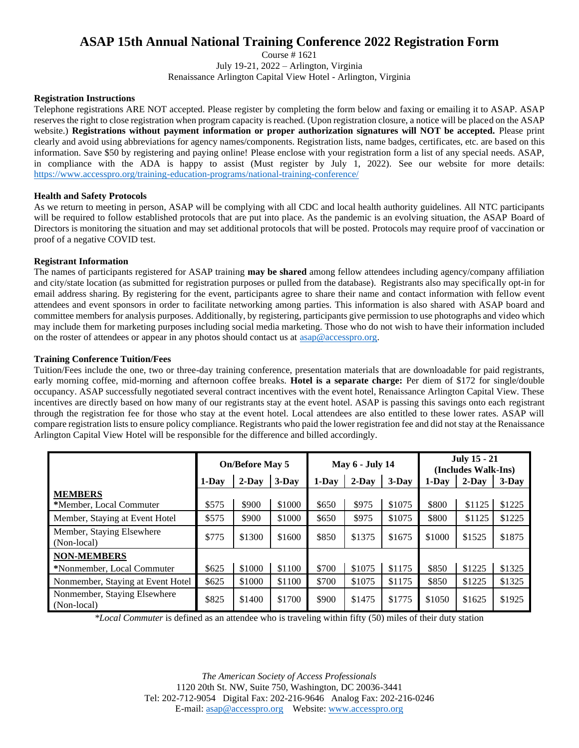# ASAP 15th Annual National Training Conference 2022 Registration Form

Course # 1621
July 19-21, 2022 – Arlington, Virginia
Renaissance Arlington Capital View Hotel - Arlington, Virginia

### Registration Instructions

Telephone registrations ARE NOT accepted. Please register by completing the form below and faxing or emailing it to ASAP. ASAP reserves the right to close registration when program capacity is reached. (Upon registration closure, a notice will be placed on the ASAP website.) **Registrations without payment information or proper authorization signatures will NOT be accepted.** Please print clearly and avoid using abbreviations for agency names/components. Registration lists, name badges, certificates, etc. are based on this information. Save $50 by registering and paying online! Please enclose with your registration form a list of any special needs. ASAP, in compliance with the ADA is happy to assist (Must register by July 1, 2022). See our website for more details: https://www.accesspro.org/training-education-programs/national-training-conference/

### Health and Safety Protocols

As we return to meeting in person, ASAP will be complying with all CDC and local health authority guidelines. All NTC participants will be required to follow established protocols that are put into place. As the pandemic is an evolving situation, the ASAP Board of Directors is monitoring the situation and may set additional protocols that will be posted. Protocols may require proof of vaccination or proof of a negative COVID test.

### Registrant Information

The names of participants registered for ASAP training **may be shared** among fellow attendees including agency/company affiliation and city/state location (as submitted for registration purposes or pulled from the database). Registrants also may specifically opt-in for email address sharing. By registering for the event, participants agree to share their name and contact information with fellow event attendees and event sponsors in order to facilitate networking among parties. This information is also shared with ASAP board and committee members for analysis purposes. Additionally, by registering, participants give permission to use photographs and video which may include them for marketing purposes including social media marketing. Those who do not wish to have their information included on the roster of attendees or appear in any photos should contact us at asap@accesspro.org.

### Training Conference Tuition/Fees

Tuition/Fees include the one, two or three-day training conference, presentation materials that are downloadable for paid registrants, early morning coffee, mid-morning and afternoon coffee breaks. **Hotel is a separate charge:** Per diem of $172 for single/double occupancy. ASAP successfully negotiated several contract incentives with the event hotel, Renaissance Arlington Capital View. These incentives are directly based on how many of our registrants stay at the event hotel. ASAP is passing this savings onto each registrant through the registration fee for those who stay at the event hotel. Local attendees are also entitled to these lower rates. ASAP will compare registration lists to ensure policy compliance. Registrants who paid the lower registration fee and did not stay at the Renaissance Arlington Capital View Hotel will be responsible for the difference and billed accordingly.

| | On/Before May 5 | | | May 6 - July 14 | | | July 15 - 21 (Includes Walk-Ins) | | |
|---|---|---|---|---|---|---|---|---|---|
| | 1-Day | 2-Day | 3-Day | 1-Day | 2-Day | 3-Day | 1-Day | 2-Day | 3-Day |
| **MEMBERS** *Member, Local Commuter | $575 | $900 | $1000 | $650 | $975 | $1075 | $800 | $1125 | $1225 |
| Member, Staying at Event Hotel | $575 | $900 | $1000 | $650 | $975 | $1075 | $800 | $1125 | $1225 |
| Member, Staying Elsewhere (Non-local) | $775 | $1300 | $1600 | $850 | $1375 | $1675 | $1000 | $1525 | $1875 |
| **NON-MEMBERS** *Nonmember, Local Commuter | $625 | $1000 | $1100 | $700 | $1075 | $1175 | $850 | $1225 | $1325 |
| Nonmember, Staying at Event Hotel | $625 | $1000 | $1100 | $700 | $1075 | $1175 | $850 | $1225 | $1325 |
| Nonmember, Staying Elsewhere (Non-local) | $825 | $1400 | $1700 | $900 | $1475 | $1775 | $1050 | $1625 | $1925 |

**Local Commuter* is defined as an attendee who is traveling within fifty (50) miles of their duty station

*The American Society of Access Professionals*
1120 20th St. NW, Suite 750, Washington, DC 20036-3441
Tel: 202-712-9054 Digital Fax: 202-216-9646 Analog Fax: 202-216-0246
E-mail: asap@accesspro.org Website: www.accesspro.org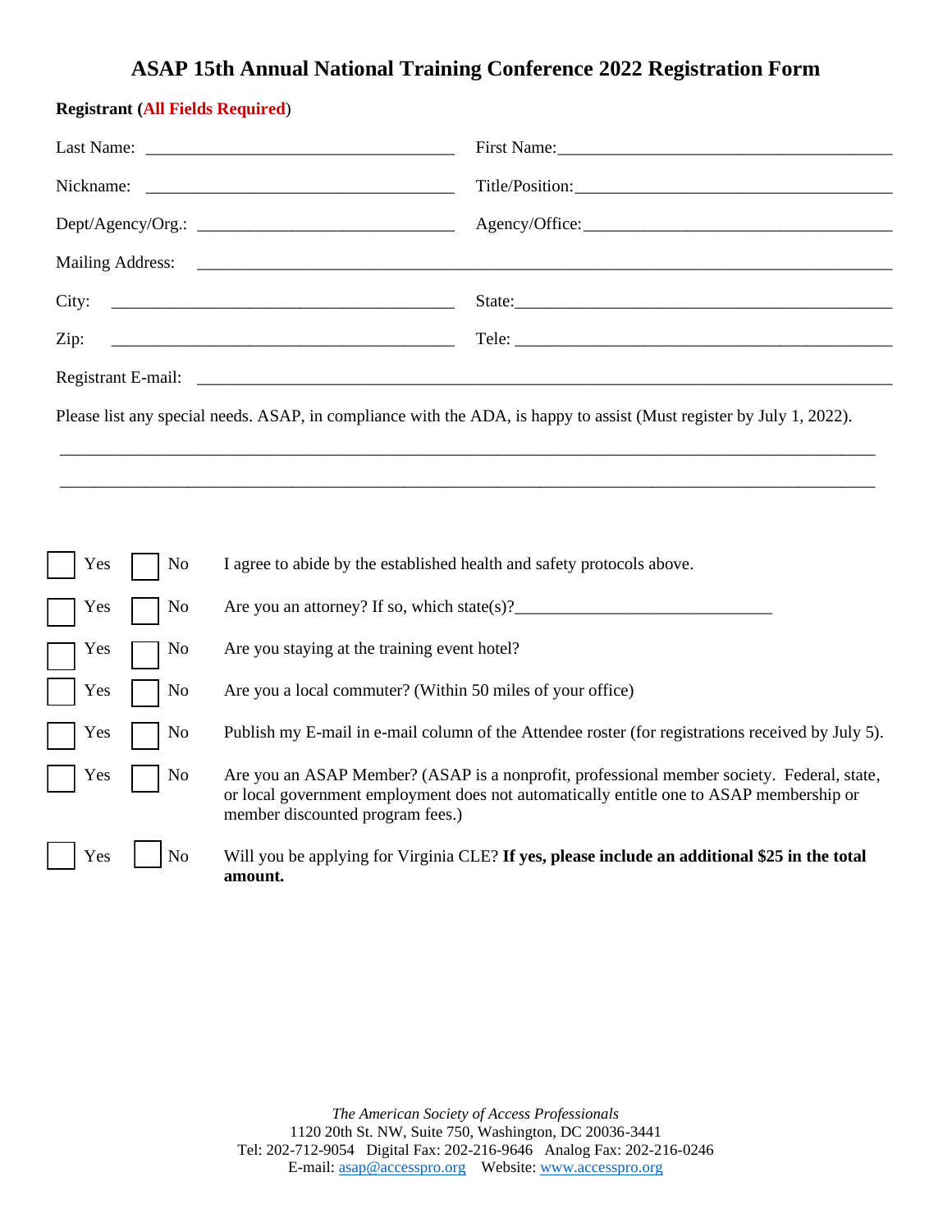# ASAP 15th Annual National Training Conference 2022 Registration Form

**Registrant (All Fields Required)**

Last Name: ___________________________________ First Name: ______________________________________

Nickname: ___________________________________ Title/Position: ____________________________________

Dept/Agency/Org.: ______________________________ Agency/Office: ____________________________________

Mailing Address: ______________________________________________________________________________

City: _______________________________________ State: ___________________________________________

Zip: _______________________________________ Tele: ____________________________________________

Registrant E-mail: _____________________________________________________________________________

Please list any special needs. ASAP, in compliance with the ADA, is happy to assist (Must register by July 1, 2022).

_______________________________________________________________________________________________

_______________________________________________________________________________________________

☐ Yes ☐ No I agree to abide by the established health and safety protocols above.

☐ Yes ☐ No Are you an attorney? If so, which state(s)?______________________________

☐ Yes ☐ No Are you staying at the training event hotel?

☐ Yes ☐ No Are you a local commuter? (Within 50 miles of your office)

☐ Yes ☐ No Publish my E-mail in e-mail column of the Attendee roster (for registrations received by July 5).

☐ Yes ☐ No Are you an ASAP Member? (ASAP is a nonprofit, professional member society. Federal, state, or local government employment does not automatically entitle one to ASAP membership or member discounted program fees.)

☐ Yes ☐ No Will you be applying for Virginia CLE? **If yes, please include an additional $25 in the total amount.**

*The American Society of Access Professionals*
1120 20th St. NW, Suite 750, Washington, DC 20036-3441
Tel: 202-712-9054 Digital Fax: 202-216-9646 Analog Fax: 202-216-0246
E-mail: asap@accesspro.org Website: www.accesspro.org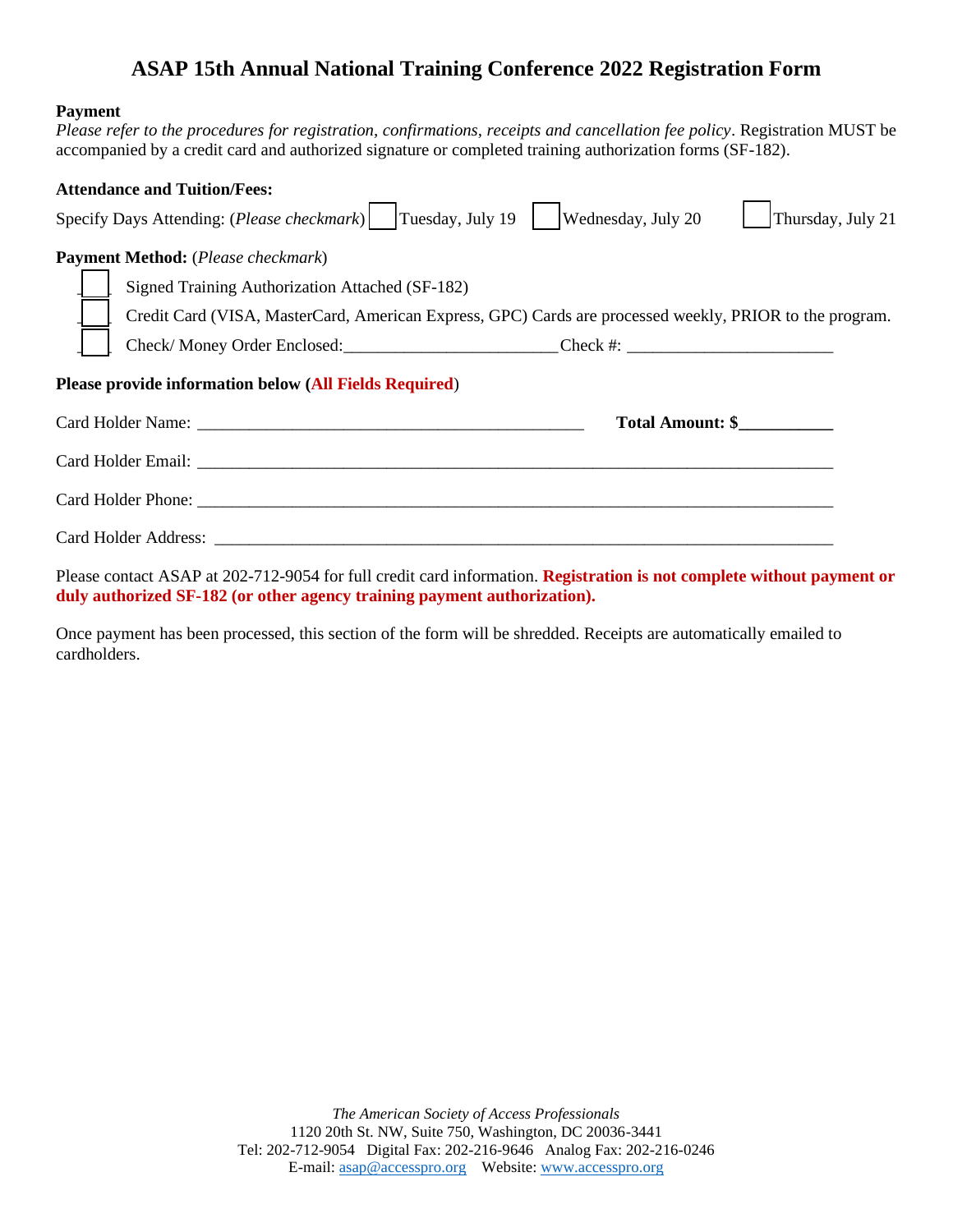# ASAP 15th Annual National Training Conference 2022 Registration Form

**Payment**

*Please refer to the procedures for registration, confirmations, receipts and cancellation fee policy*. Registration MUST be accompanied by a credit card and authorized signature or completed training authorization forms (SF-182).

**Attendance and Tuition/Fees:**

Specify Days Attending: (*Please checkmark*) ☐ Tuesday, July 19 ☐ Wednesday, July 20 ☐ Thursday, July 21

**Payment Method:** (*Please checkmark*)

- ☐ Signed Training Authorization Attached (SF-182)
- ☐ Credit Card (VISA, MasterCard, American Express, GPC) Cards are processed weekly, PRIOR to the program.
- ☐ Check/ Money Order Enclosed:________________________ Check #: ______________________

**Please provide information below (All Fields Required)**

Card Holder Name: ____________________________________________ **Total Amount: $__________**

Card Holder Email: ______________________________________________________________________

Card Holder Phone: ______________________________________________________________________

Card Holder Address: ____________________________________________________________________

Please contact ASAP at 202-712-9054 for full credit card information. **Registration is not complete without payment or duly authorized SF-182 (or other agency training payment authorization).**

Once payment has been processed, this section of the form will be shredded. Receipts are automatically emailed to cardholders.

*The American Society of Access Professionals*
1120 20th St. NW, Suite 750, Washington, DC 20036-3441
Tel: 202-712-9054 Digital Fax: 202-216-9646 Analog Fax: 202-216-0246
E-mail: asap@accesspro.org Website: www.accesspro.org